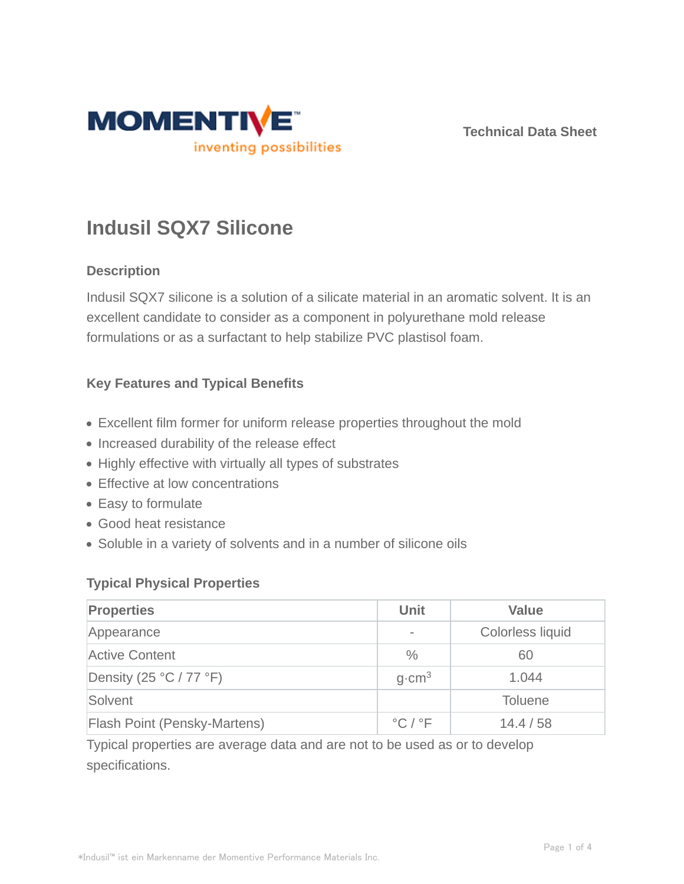Technical Data Sheet

# Indusil SQX7 Silicone

## Description

Indusil SQX7 silicone is a solution of a silicate material in an aromatic solvent. It is an excellent candidate to consider as a component in polyurethane mold release formulations or as a surfactant to help stabilize PVC plastisol foam.

## Key Features and Typical Benefits

- Excellent film former for uniform release properties throughout the mold
- Increased durability of the release effect
- Highly effective with virtually all types of substrates
- Effective at low concentrations
- Easy to formulate
- Good heat resistance
- Soluble in a variety of solvents and in a number of silicone oils

## Typical Physical Properties

| Properties | Unit | Value |
|---|---|---|
| Appearance | - | Colorless liquid |
| Active Content | % | 60 |
| Density (25 °C / 77 °F) | g·cm$^3$ | 1.044 |
| Solvent | | Toluene |
| Flash Point (Pensky-Martens) | °C / °F | 14.4 / 58 |

Typical properties are average data and are not to be used as or to develop specifications.

*Indusil™ ist ein Markenname der Momentive Performance Materials Inc.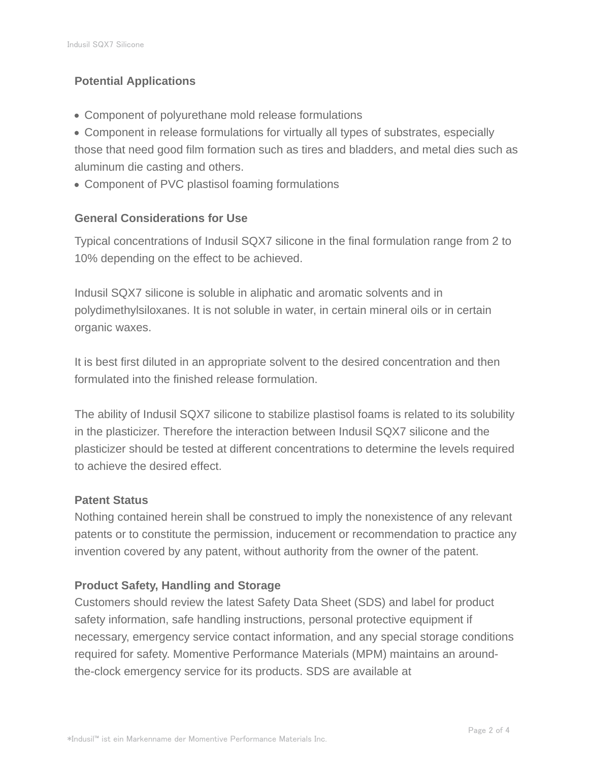## Potential Applications

- Component of polyurethane mold release formulations
- Component in release formulations for virtually all types of substrates, especially those that need good film formation such as tires and bladders, and metal dies such as aluminum die casting and others.
- Component of PVC plastisol foaming formulations

## General Considerations for Use

Typical concentrations of Indusil SQX7 silicone in the final formulation range from 2 to 10% depending on the effect to be achieved.

Indusil SQX7 silicone is soluble in aliphatic and aromatic solvents and in polydimethylsiloxanes. It is not soluble in water, in certain mineral oils or in certain organic waxes.

It is best first diluted in an appropriate solvent to the desired concentration and then formulated into the finished release formulation.

The ability of Indusil SQX7 silicone to stabilize plastisol foams is related to its solubility in the plasticizer. Therefore the interaction between Indusil SQX7 silicone and the plasticizer should be tested at different concentrations to determine the levels required to achieve the desired effect.

## Patent Status

Nothing contained herein shall be construed to imply the nonexistence of any relevant patents or to constitute the permission, inducement or recommendation to practice any invention covered by any patent, without authority from the owner of the patent.

## Product Safety, Handling and Storage

Customers should review the latest Safety Data Sheet (SDS) and label for product safety information, safe handling instructions, personal protective equipment if necessary, emergency service contact information, and any special storage conditions required for safety. Momentive Performance Materials (MPM) maintains an around-the-clock emergency service for its products. SDS are available at

*Indusil™ ist ein Markenname der Momentive Performance Materials Inc.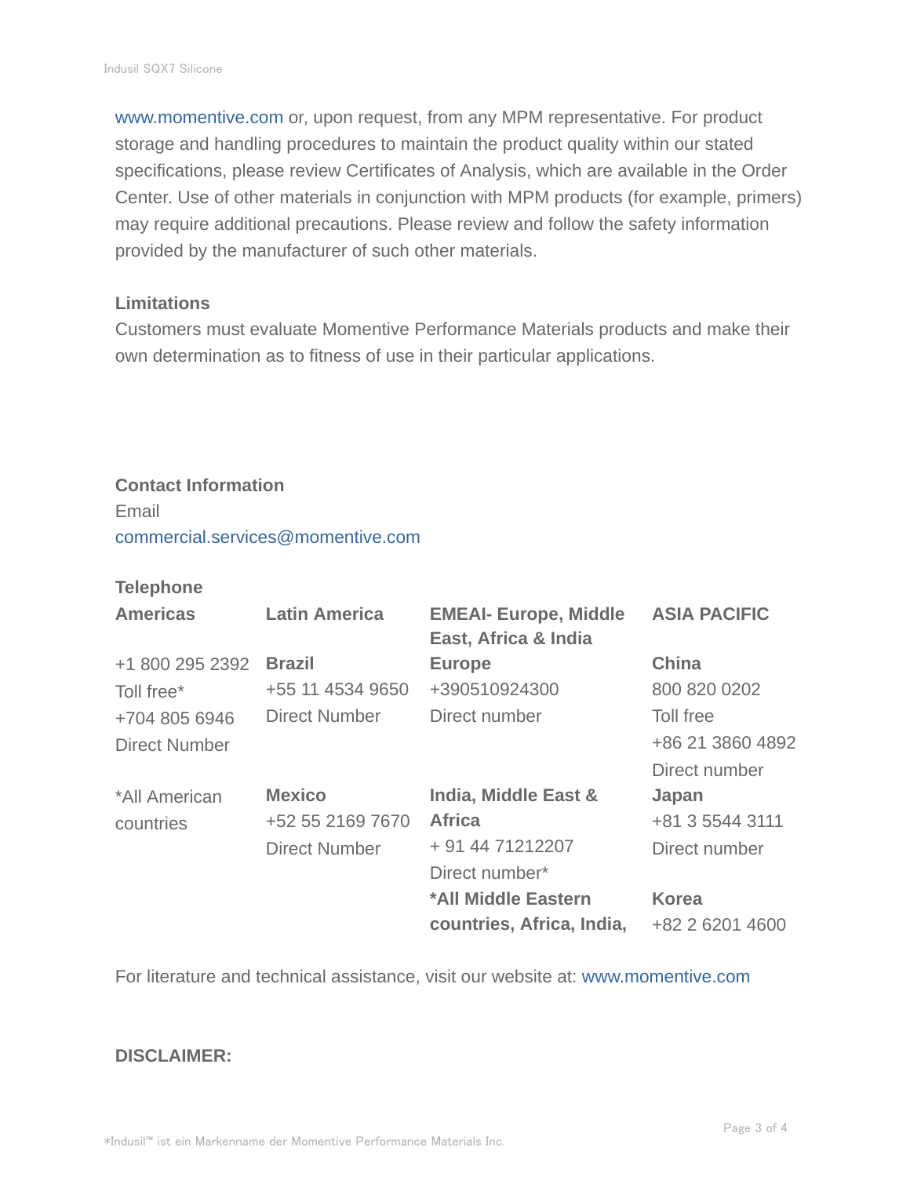www.momentive.com or, upon request, from any MPM representative. For product storage and handling procedures to maintain the product quality within our stated specifications, please review Certificates of Analysis, which are available in the Order Center. Use of other materials in conjunction with MPM products (for example, primers) may require additional precautions. Please review and follow the safety information provided by the manufacturer of such other materials.

### Limitations

Customers must evaluate Momentive Performance Materials products and make their own determination as to fitness of use in their particular applications.

### Contact Information

Email

commercial.services@momentive.com

**Telephone**

| **Americas** | **Latin America** | **EMEAI- Europe, Middle East, Africa & India** | **ASIA PACIFIC** |
|---|---|---|---|
| +1 800 295 2392<br>Toll free*<br>+704 805 6946<br>Direct Number | **Brazil**<br>+55 11 4534 9650<br>Direct Number | **Europe**<br>+390510924300<br>Direct number | **China**<br>800 820 0202<br>Toll free<br>+86 21 3860 4892<br>Direct number |
| *All American countries | **Mexico**<br>+52 55 2169 7670<br>Direct Number | **India, Middle East & Africa**<br>+ 91 44 71212207<br>Direct number* | **Japan**<br>+81 3 5544 3111<br>Direct number |
| | | ***All Middle Eastern countries, Africa, India,** | **Korea**<br>+82 2 6201 4600 |

For literature and technical assistance, visit our website at: www.momentive.com

**DISCLAIMER:**

*Indusil™ ist ein Markenname der Momentive Performance Materials Inc.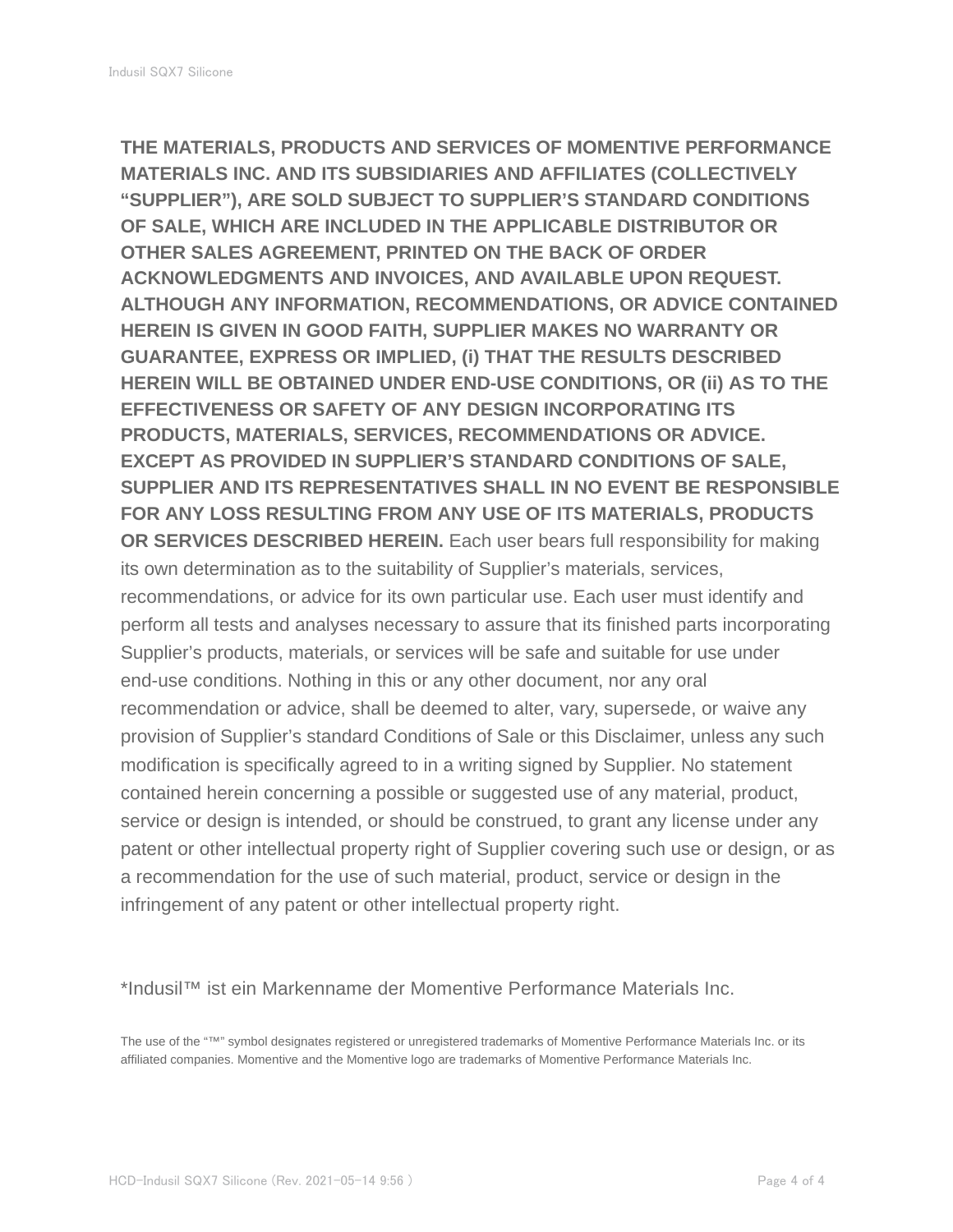**THE MATERIALS, PRODUCTS AND SERVICES OF MOMENTIVE PERFORMANCE MATERIALS INC. AND ITS SUBSIDIARIES AND AFFILIATES (COLLECTIVELY "SUPPLIER"), ARE SOLD SUBJECT TO SUPPLIER'S STANDARD CONDITIONS OF SALE, WHICH ARE INCLUDED IN THE APPLICABLE DISTRIBUTOR OR OTHER SALES AGREEMENT, PRINTED ON THE BACK OF ORDER ACKNOWLEDGMENTS AND INVOICES, AND AVAILABLE UPON REQUEST. ALTHOUGH ANY INFORMATION, RECOMMENDATIONS, OR ADVICE CONTAINED HEREIN IS GIVEN IN GOOD FAITH, SUPPLIER MAKES NO WARRANTY OR GUARANTEE, EXPRESS OR IMPLIED, (i) THAT THE RESULTS DESCRIBED HEREIN WILL BE OBTAINED UNDER END-USE CONDITIONS, OR (ii) AS TO THE EFFECTIVENESS OR SAFETY OF ANY DESIGN INCORPORATING ITS PRODUCTS, MATERIALS, SERVICES, RECOMMENDATIONS OR ADVICE. EXCEPT AS PROVIDED IN SUPPLIER'S STANDARD CONDITIONS OF SALE, SUPPLIER AND ITS REPRESENTATIVES SHALL IN NO EVENT BE RESPONSIBLE FOR ANY LOSS RESULTING FROM ANY USE OF ITS MATERIALS, PRODUCTS OR SERVICES DESCRIBED HEREIN.** Each user bears full responsibility for making its own determination as to the suitability of Supplier's materials, services, recommendations, or advice for its own particular use. Each user must identify and perform all tests and analyses necessary to assure that its finished parts incorporating Supplier's products, materials, or services will be safe and suitable for use under end-use conditions. Nothing in this or any other document, nor any oral recommendation or advice, shall be deemed to alter, vary, supersede, or waive any provision of Supplier's standard Conditions of Sale or this Disclaimer, unless any such modification is specifically agreed to in a writing signed by Supplier. No statement contained herein concerning a possible or suggested use of any material, product, service or design is intended, or should be construed, to grant any license under any patent or other intellectual property right of Supplier covering such use or design, or as a recommendation for the use of such material, product, service or design in the infringement of any patent or other intellectual property right.

*Indusil™ ist ein Markenname der Momentive Performance Materials Inc.

The use of the "™" symbol designates registered or unregistered trademarks of Momentive Performance Materials Inc. or its affiliated companies. Momentive and the Momentive logo are trademarks of Momentive Performance Materials Inc.